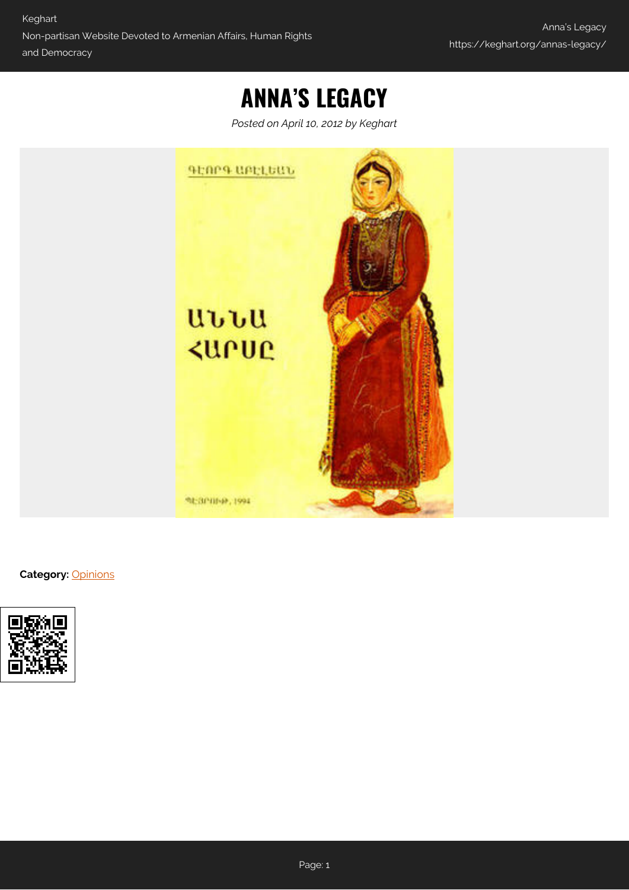# ANNA'S LEGACY

*Posted on April 10, 2012 by Keghart*

**Category:** Opinions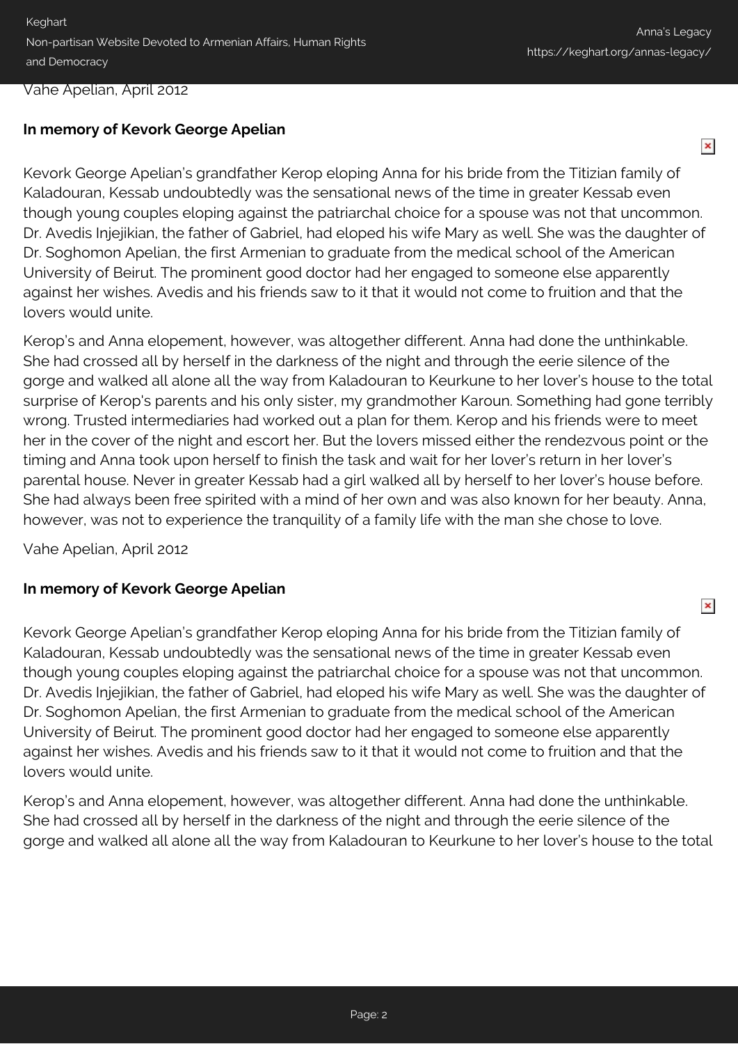Vahe Apelian, April 2012

**In memory of Kevork George Apelian**

Kevork George Apelian's grandfather Kerop eloping Anna for his bride from the Titizian family of Kaladouran, Kessab undoubtedly was the sensational news of the time in greater Kessab even though young couples eloping against the patriarchal choice for a spouse was not that uncommon. Dr. Avedis Injejikian, the father of Gabriel, had eloped his wife Mary as well. She was the daughter of Dr. Soghomon Apelian, the first Armenian to graduate from the medical school of the American University of Beirut. The prominent good doctor had her engaged to someone else apparently against her wishes. Avedis and his friends saw to it that it would not come to fruition and that the lovers would unite.

Kerop's and Anna elopement, however, was altogether different. Anna had done the unthinkable. She had crossed all by herself in the darkness of the night and through the eerie silence of the gorge and walked all alone all the way from Kaladouran to Keurkune to her lover's house to the total surprise of Kerop's parents and his only sister, my grandmother Karoun. Something had gone terribly wrong. Trusted intermediaries had worked out a plan for them. Kerop and his friends were to meet her in the cover of the night and escort her. But the lovers missed either the rendezvous point or the timing and Anna took upon herself to finish the task and wait for her lover's return in her lover's parental house. Never in greater Kessab had a girl walked all by herself to her lover's house before. She had always been free spirited with a mind of her own and was also known for her beauty. Anna, however, was not to experience the tranquility of a family life with the man she chose to love.

Vahe Apelian, April 2012

**In memory of Kevork George Apelian**

Kevork George Apelian's grandfather Kerop eloping Anna for his bride from the Titizian family of Kaladouran, Kessab undoubtedly was the sensational news of the time in greater Kessab even though young couples eloping against the patriarchal choice for a spouse was not that uncommon. Dr. Avedis Injejikian, the father of Gabriel, had eloped his wife Mary as well. She was the daughter of Dr. Soghomon Apelian, the first Armenian to graduate from the medical school of the American University of Beirut. The prominent good doctor had her engaged to someone else apparently against her wishes. Avedis and his friends saw to it that it would not come to fruition and that the lovers would unite.

Kerop's and Anna elopement, however, was altogether different. Anna had done the unthinkable. She had crossed all by herself in the darkness of the night and through the eerie silence of the gorge and walked all alone all the way from Kaladouran to Keurkune to her lover's house to the total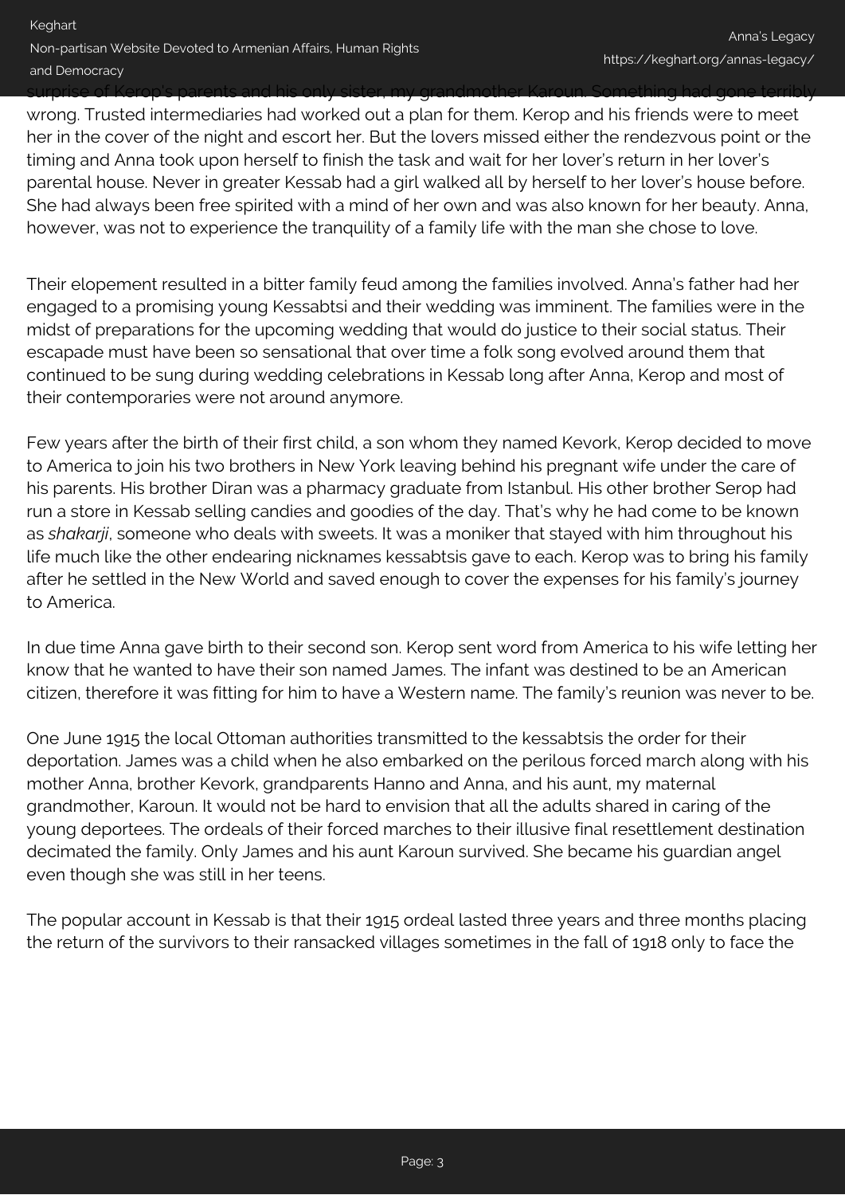surprise of Kerop's parents and his only sister, my grandmother Karoun. Something had gone terribly wrong. Trusted intermediaries had worked out a plan for them. Kerop and his friends were to meet her in the cover of the night and escort her. But the lovers missed either the rendezvous point or the timing and Anna took upon herself to finish the task and wait for her lover's return in her lover's parental house. Never in greater Kessab had a girl walked all by herself to her lover's house before. She had always been free spirited with a mind of her own and was also known for her beauty. Anna, however, was not to experience the tranquility of a family life with the man she chose to love.

Their elopement resulted in a bitter family feud among the families involved. Anna's father had her engaged to a promising young Kessabtsi and their wedding was imminent. The families were in the midst of preparations for the upcoming wedding that would do justice to their social status. Their escapade must have been so sensational that over time a folk song evolved around them that continued to be sung during wedding celebrations in Kessab long after Anna, Kerop and most of their contemporaries were not around anymore.

Few years after the birth of their first child, a son whom they named Kevork, Kerop decided to move to America to join his two brothers in New York leaving behind his pregnant wife under the care of his parents. His brother Diran was a pharmacy graduate from Istanbul. His other brother Serop had run a store in Kessab selling candies and goodies of the day. That's why he had come to be known as *shakarji*, someone who deals with sweets. It was a moniker that stayed with him throughout his life much like the other endearing nicknames kessabtsis gave to each. Kerop was to bring his family after he settled in the New World and saved enough to cover the expenses for his family's journey to America.

In due time Anna gave birth to their second son. Kerop sent word from America to his wife letting her know that he wanted to have their son named James. The infant was destined to be an American citizen, therefore it was fitting for him to have a Western name. The family's reunion was never to be.

One June 1915 the local Ottoman authorities transmitted to the kessabtsis the order for their deportation. James was a child when he also embarked on the perilous forced march along with his mother Anna, brother Kevork, grandparents Hanno and Anna, and his aunt, my maternal grandmother, Karoun. It would not be hard to envision that all the adults shared in caring of the young deportees. The ordeals of their forced marches to their illusive final resettlement destination decimated the family. Only James and his aunt Karoun survived. She became his guardian angel even though she was still in her teens.

The popular account in Kessab is that their 1915 ordeal lasted three years and three months placing the return of the survivors to their ransacked villages sometimes in the fall of 1918 only to face the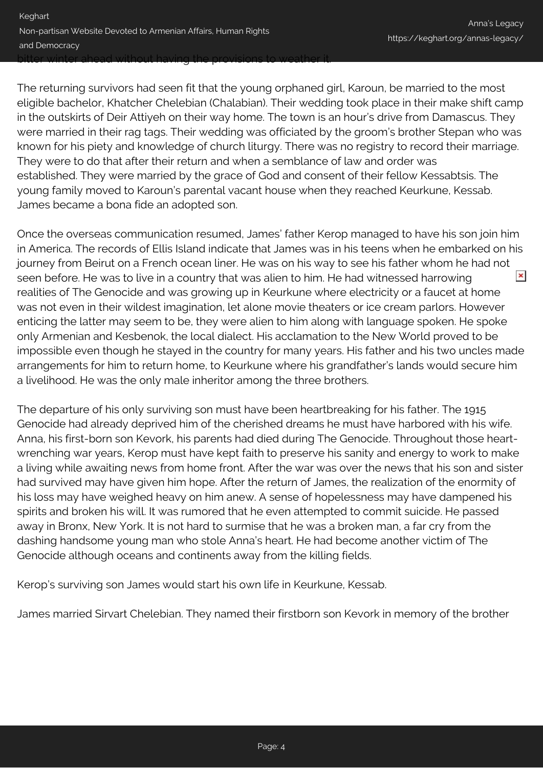bitter winter ahead without having the provisions to weather it.

The returning survivors had seen fit that the young orphaned girl, Karoun, be married to the most eligible bachelor, Khatcher Chelebian (Chalabian). Their wedding took place in their make shift camp in the outskirts of Deir Attiyeh on their way home. The town is an hour's drive from Damascus. They were married in their rag tags. Their wedding was officiated by the groom's brother Stepan who was known for his piety and knowledge of church liturgy. There was no registry to record their marriage. They were to do that after their return and when a semblance of law and order was established. They were married by the grace of God and consent of their fellow Kessabtsis. The young family moved to Karoun's parental vacant house when they reached Keurkune, Kessab. James became a bona fide an adopted son.

Once the overseas communication resumed, James' father Kerop managed to have his son join him in America. The records of Ellis Island indicate that James was in his teens when he embarked on his journey from Beirut on a French ocean liner. He was on his way to see his father whom he had not seen before. He was to live in a country that was alien to him. He had witnessed harrowing realities of The Genocide and was growing up in Keurkune where electricity or a faucet at home was not even in their wildest imagination, let alone movie theaters or ice cream parlors. However enticing the latter may seem to be, they were alien to him along with language spoken. He spoke only Armenian and Kesbenok, the local dialect. His acclamation to the New World proved to be impossible even though he stayed in the country for many years. His father and his two uncles made arrangements for him to return home, to Keurkune where his grandfather's lands would secure him a livelihood. He was the only male inheritor among the three brothers.

The departure of his only surviving son must have been heartbreaking for his father. The 1915 Genocide had already deprived him of the cherished dreams he must have harbored with his wife. Anna, his first-born son Kevork, his parents had died during The Genocide. Throughout those heart-wrenching war years, Kerop must have kept faith to preserve his sanity and energy to work to make a living while awaiting news from home front. After the war was over the news that his son and sister had survived may have given him hope. After the return of James, the realization of the enormity of his loss may have weighed heavy on him anew. A sense of hopelessness may have dampened his spirits and broken his will. It was rumored that he even attempted to commit suicide. He passed away in Bronx, New York. It is not hard to surmise that he was a broken man, a far cry from the dashing handsome young man who stole Anna's heart. He had become another victim of The Genocide although oceans and continents away from the killing fields.

Kerop's surviving son James would start his own life in Keurkune, Kessab.

James married Sirvart Chelebian. They named their firstborn son Kevork in memory of the brother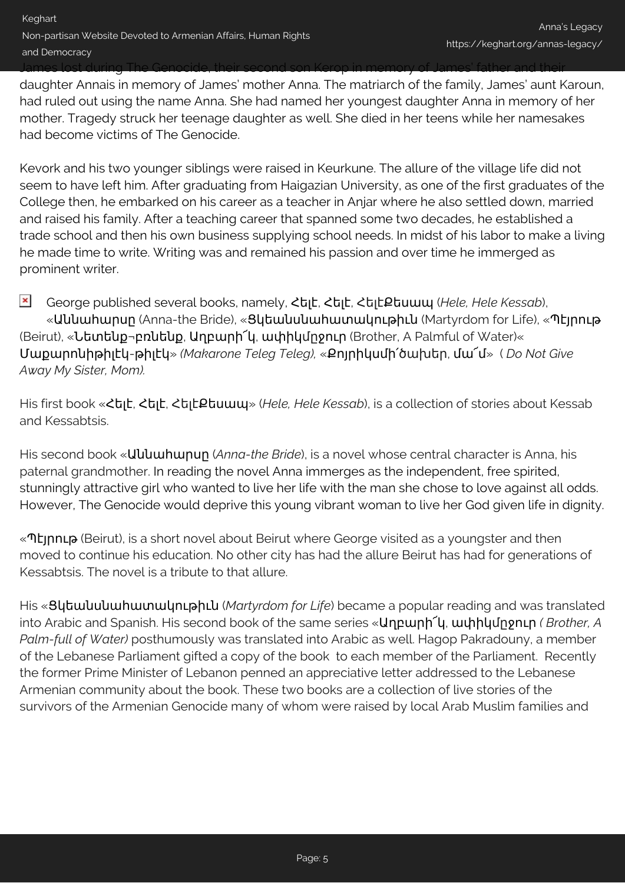James lost during The Genocide, their second son Kerop in memory of James' father and their daughter Annais in memory of James' mother Anna. The matriarch of the family, James' aunt Karoun, had ruled out using the name Anna. She had named her youngest daughter Anna in memory of her mother. Tragedy struck her teenage daughter as well. She died in her teens while her namesakes had become victims of The Genocide.

Kevork and his two younger siblings were raised in Keurkune. The allure of the village life did not seem to have left him. After graduating from Haigazian University, as one of the first graduates of the College then, he embarked on his career as a teacher in Anjar where he also settled down, married and raised his family. After a teaching career that spanned some two decades, he established a trade school and then his own business supplying school needs. In midst of his labor to make a living he made time to write. Writing was and remained his passion and over time he immerged as prominent writer.

George published several books, namely, **Հելէ, Հելէ, ՀելէՔեսապ** (*Hele, Hele Kessab*), «**Աննահարսը** (Anna-the Bride), «**Ցկեանսնահատակութիւն** (Martyrdom for Life), «**Պէյրութ** (Beirut), «**Նետենք¬բռնենք, Աղբարի՜կ, ափիկմըջուր** (Brother, A Palmful of Water)« **Մաքարոնիթիլէկ-թիլէկ**» *(Makarone Teleg Teleg),* «**Քոյրիկսմի՛ծախեր, մա՜մ**» ( *Do Not Give Away My Sister, Mom).*

His first book «**Հելէ, Հելէ, ՀելէՔեսապ**» (*Hele, Hele Kessab*), is a collection of stories about Kessab and Kessabtsis.

His second book «**Աննահարսը** (*Anna-the Bride*), is a novel whose central character is Anna, his paternal grandmother. In reading the novel Anna immerges as the independent, free spirited, stunningly attractive girl who wanted to live her life with the man she chose to love against all odds. However, The Genocide would deprive this young vibrant woman to live her God given life in dignity.

«**Պէյրութ** (Beirut), is a short novel about Beirut where George visited as a youngster and then moved to continue his education. No other city has had the allure Beirut has had for generations of Kessabtsis. The novel is a tribute to that allure.

His «**Ցկեանսնահատակութիւն** (*Martyrdom for Life*) became a popular reading and was translated into Arabic and Spanish. His second book of the same series «**Աղբարի՜կ, ափիկմըջուր** *( Brother, A Palm-full of Water)* posthumously was translated into Arabic as well. Hagop Pakradouny, a member of the Lebanese Parliament gifted a copy of the book to each member of the Parliament. Recently the former Prime Minister of Lebanon penned an appreciative letter addressed to the Lebanese Armenian community about the book. These two books are a collection of live stories of the survivors of the Armenian Genocide many of whom were raised by local Arab Muslim families and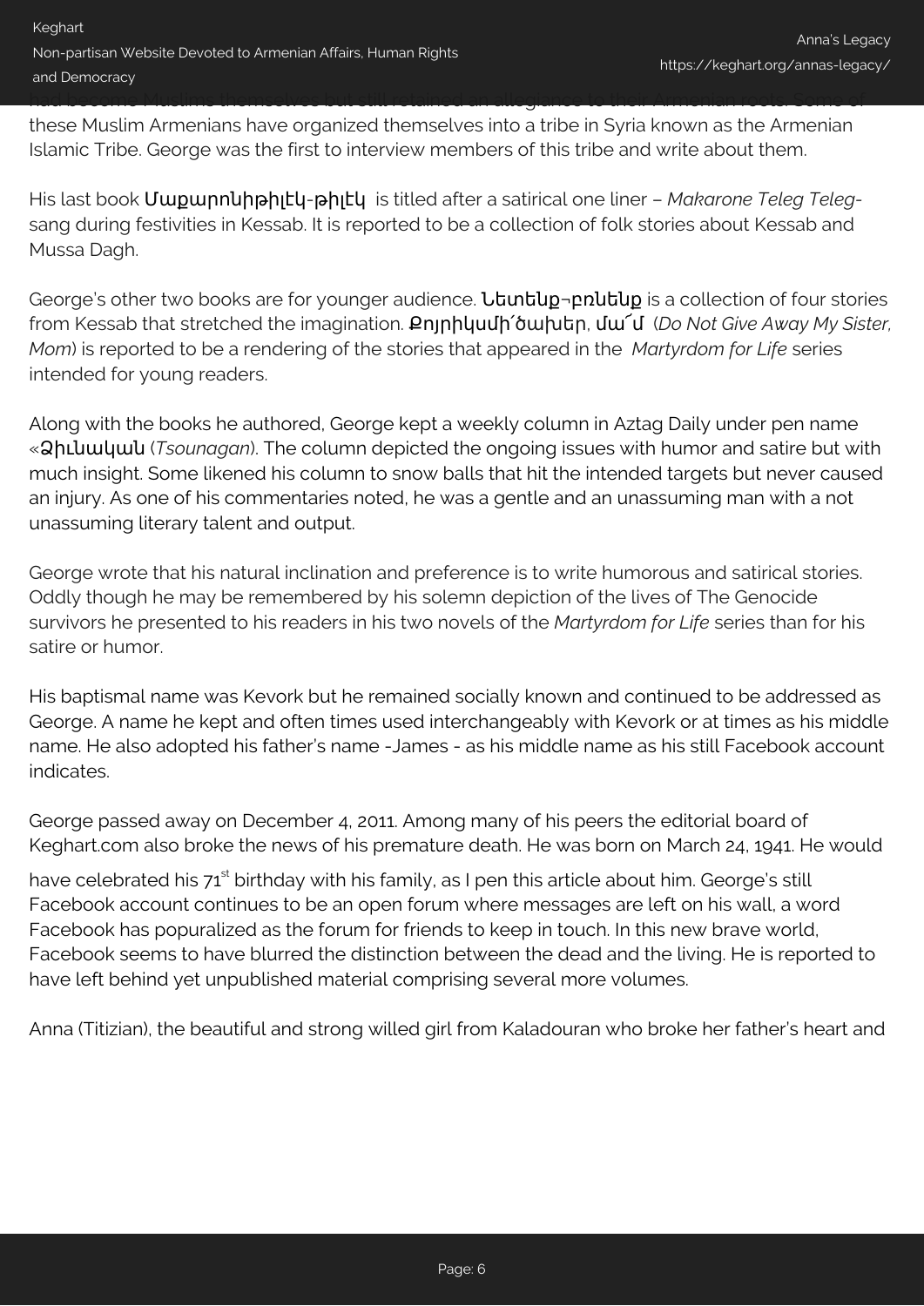had become Muslims themselves but still retained an allegiance to their Armenian roots. Some of these Muslim Armenians have organized themselves into a tribe in Syria known as the Armenian Islamic Tribe. George was the first to interview members of this tribe and write about them.

His last book **Մաքարոնիթիլէկ-թիլէկ** is titled after a satirical one liner – *Makarone Teleg Teleg*- sang during festivities in Kessab. It is reported to be a collection of folk stories about Kessab and Mussa Dagh.

George's other two books are for younger audience. **Նետենք¬բռնենք** is a collection of four stories from Kessab that stretched the imagination. **Քոյրիկսմի՛ծախեր, մա՛մ** (*Do Not Give Away My Sister, Mom*) is reported to be a rendering of the stories that appeared in the *Martyrdom for Life* series intended for young readers.

Along with the books he authored, George kept a weekly column in Aztag Daily under pen name «**Ձիւնական** (*Tsounagan*). The column depicted the ongoing issues with humor and satire but with much insight. Some likened his column to snow balls that hit the intended targets but never caused an injury. As one of his commentaries noted, he was a gentle and an unassuming man with a not unassuming literary talent and output.

George wrote that his natural inclination and preference is to write humorous and satirical stories. Oddly though he may be remembered by his solemn depiction of the lives of The Genocide survivors he presented to his readers in his two novels of the *Martyrdom for Life* series than for his satire or humor.

His baptismal name was Kevork but he remained socially known and continued to be addressed as George. A name he kept and often times used interchangeably with Kevork or at times as his middle name. He also adopted his father's name -James - as his middle name as his still Facebook account indicates.

George passed away on December 4, 2011. Among many of his peers the editorial board of Keghart.com also broke the news of his premature death. He was born on March 24, 1941. He would have celebrated his 71st birthday with his family, as I pen this article about him. George's still Facebook account continues to be an open forum where messages are left on his wall, a word Facebook has popularized as the forum for friends to keep in touch. In this new brave world, Facebook seems to have blurred the distinction between the dead and the living. He is reported to have left behind yet unpublished material comprising several more volumes.

Anna (Titizian), the beautiful and strong willed girl from Kaladouran who broke her father's heart and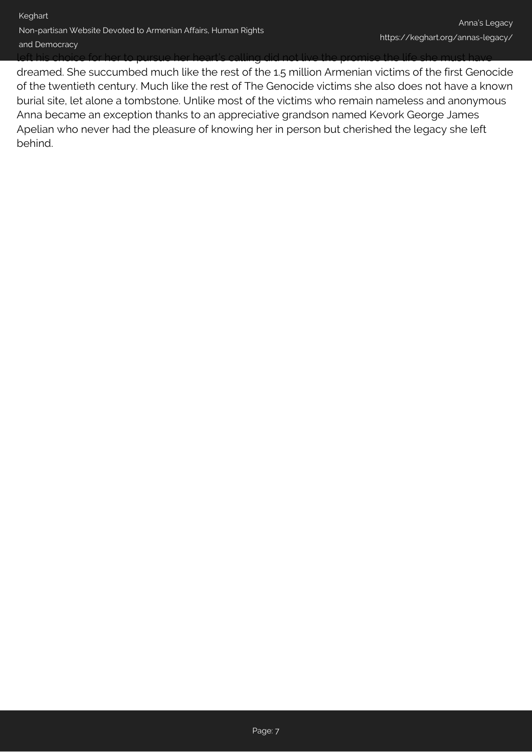left his choice for her to pursue her heart's calling did not live the promise the life she must have dreamed. She succumbed much like the rest of the 1.5 million Armenian victims of the first Genocide of the twentieth century. Much like the rest of The Genocide victims she also does not have a known burial site, let alone a tombstone. Unlike most of the victims who remain nameless and anonymous Anna became an exception thanks to an appreciative grandson named Kevork George James Apelian who never had the pleasure of knowing her in person but cherished the legacy she left behind.